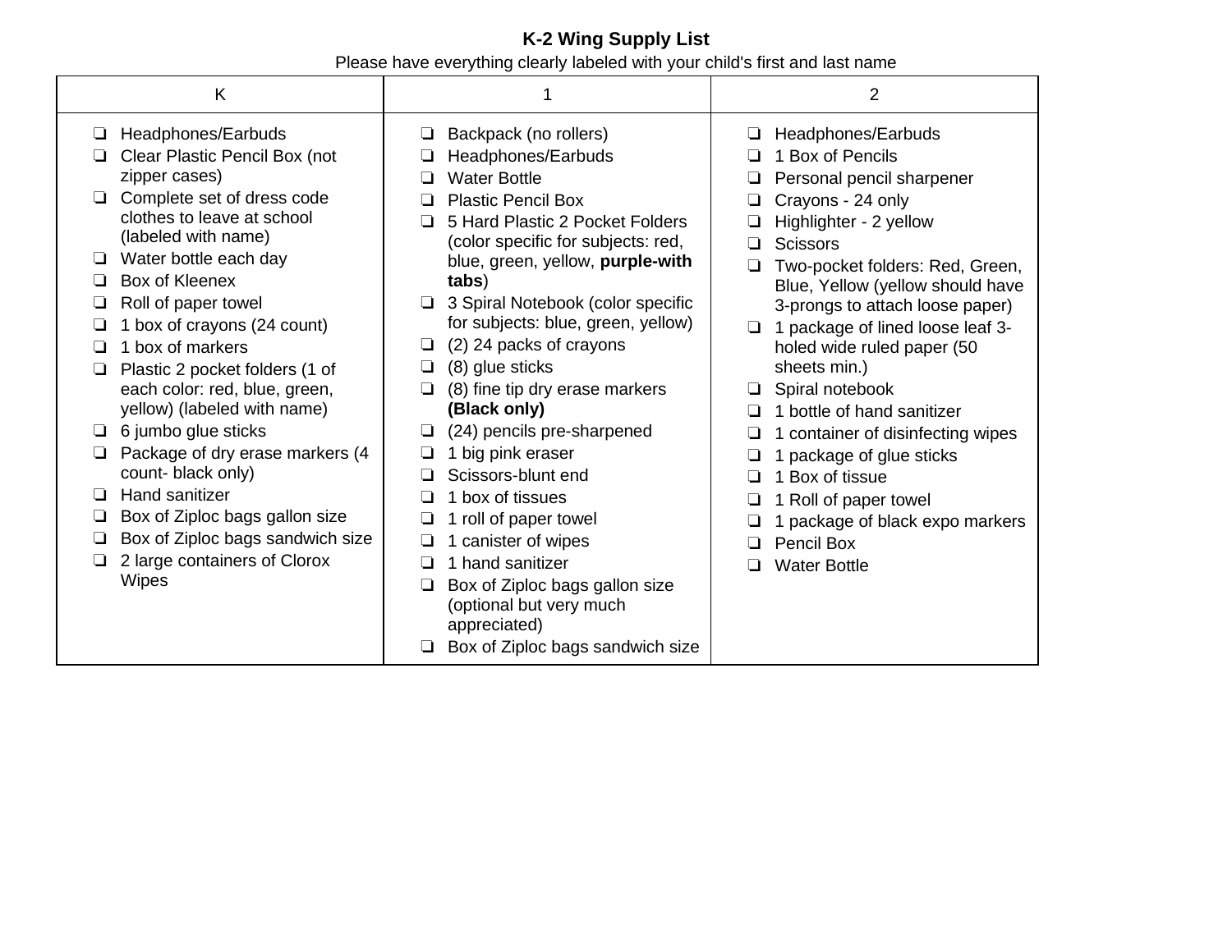# K-2 Wing Supply List

Please have everything clearly labeled with your child's first and last name

| K | 1 | 2 |
|---|---|---|
| ❑ Headphones/Earbuds<br>❑ Clear Plastic Pencil Box (not zipper cases)<br>❑ Complete set of dress code clothes to leave at school (labeled with name)<br>❑ Water bottle each day<br>❑ Box of Kleenex<br>❑ Roll of paper towel<br>❑ 1 box of crayons (24 count)<br>❑ 1 box of markers<br>❑ Plastic 2 pocket folders (1 of each color: red, blue, green, yellow) (labeled with name)<br>❑ 6 jumbo glue sticks<br>❑ Package of dry erase markers (4 count- black only)<br>❑ Hand sanitizer<br>❑ Box of Ziploc bags gallon size<br>❑ Box of Ziploc bags sandwich size<br>❑ 2 large containers of Clorox Wipes | ❑ Backpack (no rollers)<br>❑ Headphones/Earbuds<br>❑ Water Bottle<br>❑ Plastic Pencil Box<br>❑ 5 Hard Plastic 2 Pocket Folders (color specific for subjects: red, blue, green, yellow, **purple-with tabs**)<br>❑ 3 Spiral Notebook (color specific for subjects: blue, green, yellow)<br>❑ (2) 24 packs of crayons<br>❑ (8) glue sticks<br>❑ (8) fine tip dry erase markers **(Black only)**<br>❑ (24) pencils pre-sharpened<br>❑ 1 big pink eraser<br>❑ Scissors-blunt end<br>❑ 1 box of tissues<br>❑ 1 roll of paper towel<br>❑ 1 canister of wipes<br>❑ 1 hand sanitizer<br>❑ Box of Ziploc bags gallon size (optional but very much appreciated)<br>❑ Box of Ziploc bags sandwich size | ❑ Headphones/Earbuds<br>❑ 1 Box of Pencils<br>❑ Personal pencil sharpener<br>❑ Crayons - 24 only<br>❑ Highlighter - 2 yellow<br>❑ Scissors<br>❑ Two-pocket folders: Red, Green, Blue, Yellow (yellow should have 3-prongs to attach loose paper)<br>❑ 1 package of lined loose leaf 3-holed wide ruled paper (50 sheets min.)<br>❑ Spiral notebook<br>❑ 1 bottle of hand sanitizer<br>❑ 1 container of disinfecting wipes<br>❑ 1 package of glue sticks<br>❑ 1 Box of tissue<br>❑ 1 Roll of paper towel<br>❑ 1 package of black expo markers<br>❑ Pencil Box<br>❑ Water Bottle |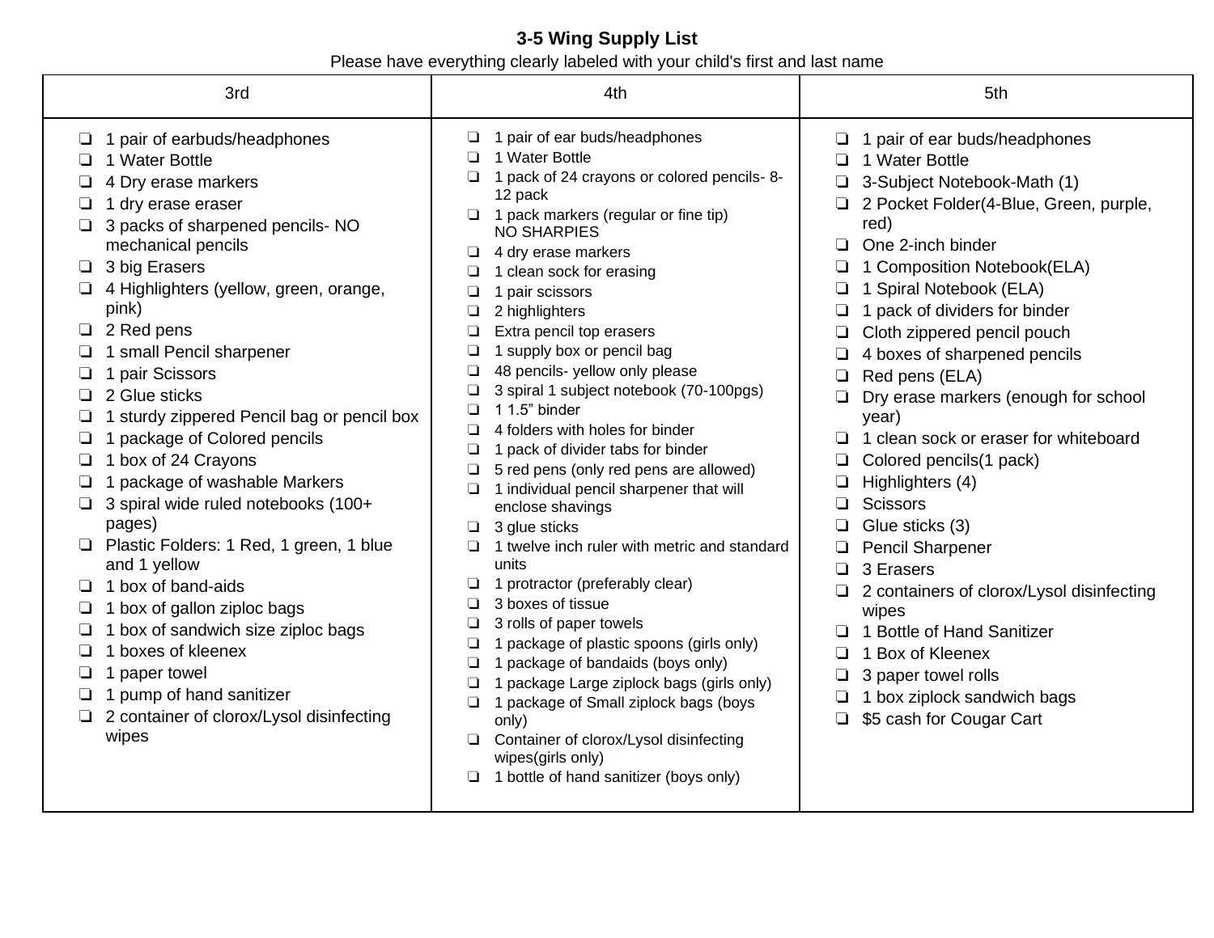**3-5 Wing Supply List**

Please have everything clearly labeled with your child's first and last name

| 3rd | 4th | 5th |
| --- | --- | --- |
| ❑ 1 pair of earbuds/headphones<br>❑ 1 Water Bottle<br>❑ 4 Dry erase markers<br>❑ 1 dry erase eraser<br>❑ 3 packs of sharpened pencils- NO mechanical pencils<br>❑ 3 big Erasers<br>❑ 4 Highlighters (yellow, green, orange, pink)<br>❑ 2 Red pens<br>❑ 1 small Pencil sharpener<br>❑ 1 pair Scissors<br>❑ 2 Glue sticks<br>❑ 1 sturdy zippered Pencil bag or pencil box<br>❑ 1 package of Colored pencils<br>❑ 1 box of 24 Crayons<br>❑ 1 package of washable Markers<br>❑ 3 spiral wide ruled notebooks (100+ pages)<br>❑ Plastic Folders: 1 Red, 1 green, 1 blue and 1 yellow<br>❑ 1 box of band-aids<br>❑ 1 box of gallon ziploc bags<br>❑ 1 box of sandwich size ziploc bags<br>❑ 1 boxes of kleenex<br>❑ 1 paper towel<br>❑ 1 pump of hand sanitizer<br>❑ 2 container of clorox/Lysol disinfecting wipes | ❑ 1 pair of ear buds/headphones<br>❑ 1 Water Bottle<br>❑ 1 pack of 24 crayons or colored pencils- 8-12 pack<br>❑ 1 pack markers (regular or fine tip) NO SHARPIES<br>❑ 4 dry erase markers<br>❑ 1 clean sock for erasing<br>❑ 1 pair scissors<br>❑ 2 highlighters<br>❑ Extra pencil top erasers<br>❑ 1 supply box or pencil bag<br>❑ 48 pencils- yellow only please<br>❑ 3 spiral 1 subject notebook (70-100pgs)<br>❑ 1 1.5" binder<br>❑ 4 folders with holes for binder<br>❑ 1 pack of divider tabs for binder<br>❑ 5 red pens (only red pens are allowed)<br>❑ 1 individual pencil sharpener that will enclose shavings<br>❑ 3 glue sticks<br>❑ 1 twelve inch ruler with metric and standard units<br>❑ 1 protractor (preferably clear)<br>❑ 3 boxes of tissue<br>❑ 3 rolls of paper towels<br>❑ 1 package of plastic spoons (girls only)<br>❑ 1 package of bandaids (boys only)<br>❑ 1 package Large ziplock bags (girls only)<br>❑ 1 package of Small ziplock bags (boys only)<br>❑ Container of clorox/Lysol disinfecting wipes(girls only)<br>❑ 1 bottle of hand sanitizer (boys only) | ❑ 1 pair of ear buds/headphones<br>❑ 1 Water Bottle<br>❑ 3-Subject Notebook-Math (1)<br>❑ 2 Pocket Folder(4-Blue, Green, purple, red)<br>❑ One 2-inch binder<br>❑ 1 Composition Notebook(ELA)<br>❑ 1 Spiral Notebook (ELA)<br>❑ 1 pack of dividers for binder<br>❑ Cloth zippered pencil pouch<br>❑ 4 boxes of sharpened pencils<br>❑ Red pens (ELA)<br>❑ Dry erase markers (enough for school year)<br>❑ 1 clean sock or eraser for whiteboard<br>❑ Colored pencils(1 pack)<br>❑ Highlighters (4)<br>❑ Scissors<br>❑ Glue sticks (3)<br>❑ Pencil Sharpener<br>❑ 3 Erasers<br>❑ 2 containers of clorox/Lysol disinfecting wipes<br>❑ 1 Bottle of Hand Sanitizer<br>❑ 1 Box of Kleenex<br>❑ 3 paper towel rolls<br>❑ 1 box ziplock sandwich bags<br>❑ $5 cash for Cougar Cart |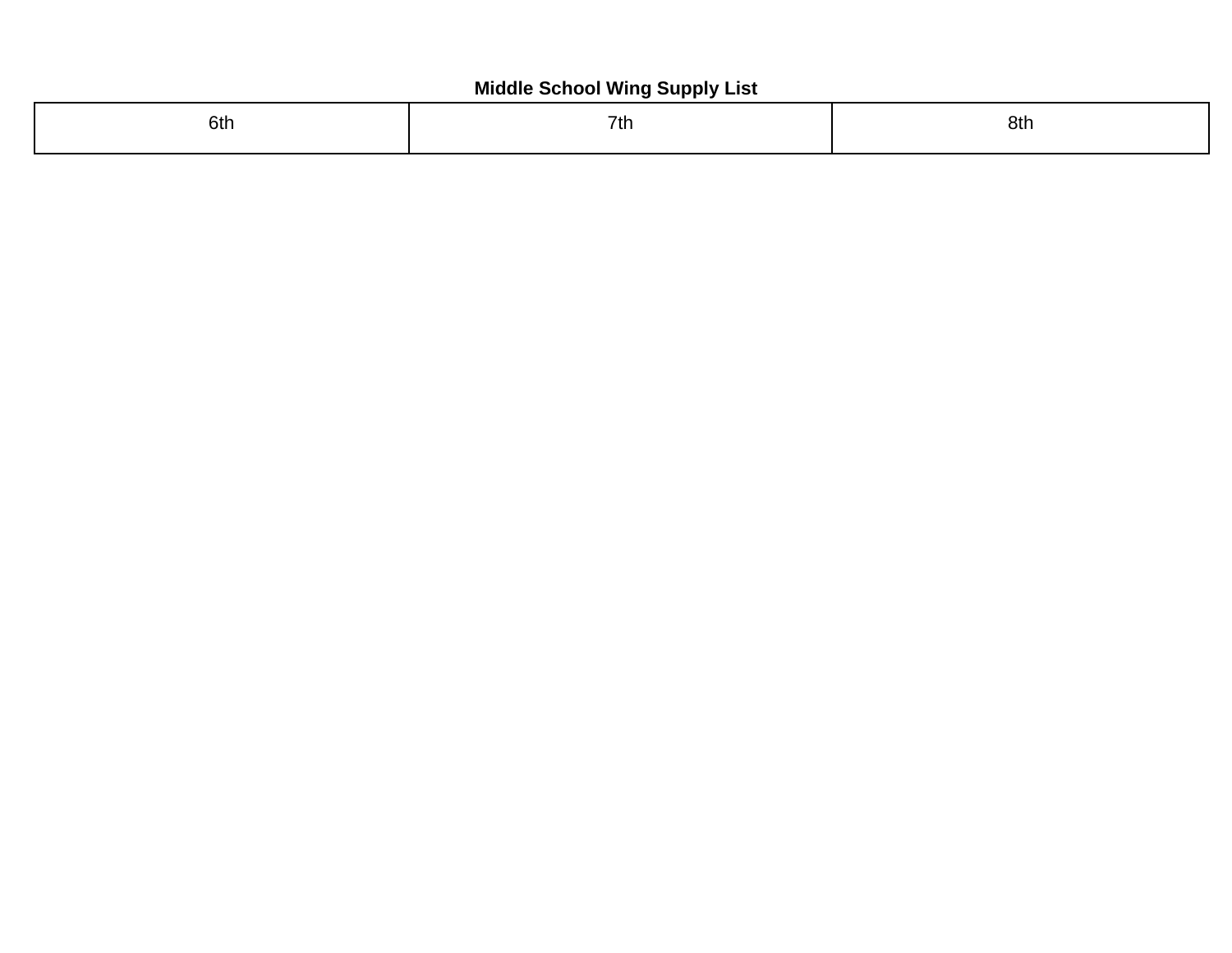**Middle School Wing Supply List**

| 6th | 7th | 8th |
| --- | --- | --- |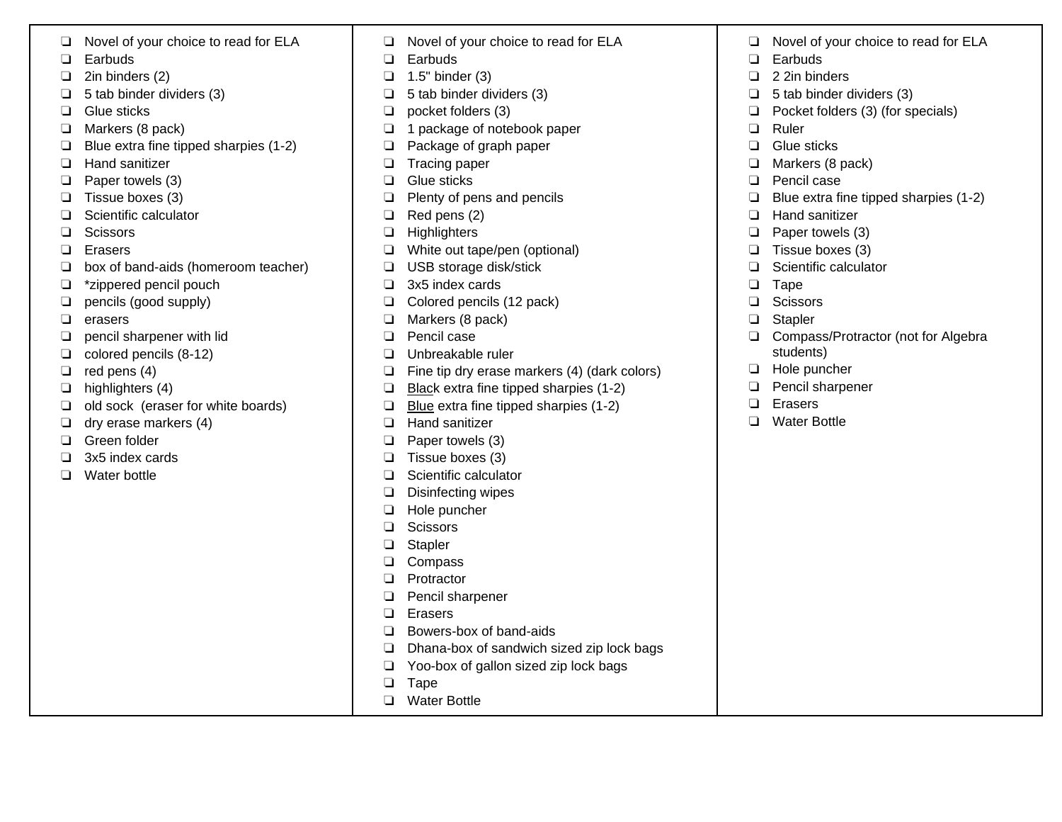- ❑ Novel of your choice to read for ELA
- ❑ Earbuds
- ❑ 2in binders (2)
- ❑ 5 tab binder dividers (3)
- ❑ Glue sticks
- ❑ Markers (8 pack)
- ❑ Blue extra fine tipped sharpies (1-2)
- ❑ Hand sanitizer
- ❑ Paper towels (3)
- ❑ Tissue boxes (3)
- ❑ Scientific calculator
- ❑ Scissors
- ❑ Erasers
- ❑ box of band-aids (homeroom teacher)
- ❑ *zippered pencil pouch
- ❑ pencils (good supply)
- ❑ erasers
- ❑ pencil sharpener with lid
- ❑ colored pencils (8-12)
- ❑ red pens (4)
- ❑ highlighters (4)
- ❑ old sock (eraser for white boards)
- ❑ dry erase markers (4)
- ❑ Green folder
- ❑ 3x5 index cards
- ❑ Water bottle

---

- ❑ Novel of your choice to read for ELA
- ❑ Earbuds
- ❑ 1.5" binder (3)
- ❑ 5 tab binder dividers (3)
- ❑ pocket folders (3)
- ❑ 1 package of notebook paper
- ❑ Package of graph paper
- ❑ Tracing paper
- ❑ Glue sticks
- ❑ Plenty of pens and pencils
- ❑ Red pens (2)
- ❑ Highlighters
- ❑ White out tape/pen (optional)
- ❑ USB storage disk/stick
- ❑ 3x5 index cards
- ❑ Colored pencils (12 pack)
- ❑ Markers (8 pack)
- ❑ Pencil case
- ❑ Unbreakable ruler
- ❑ Fine tip dry erase markers (4) (dark colors)
- ❑ Black extra fine tipped sharpies (1-2)
- ❑ Blue extra fine tipped sharpies (1-2)
- ❑ Hand sanitizer
- ❑ Paper towels (3)
- ❑ Tissue boxes (3)
- ❑ Scientific calculator
- ❑ Disinfecting wipes
- ❑ Hole puncher
- ❑ Scissors
- ❑ Stapler
- ❑ Compass
- ❑ Protractor
- ❑ Pencil sharpener
- ❑ Erasers
- ❑ Bowers-box of band-aids
- ❑ Dhana-box of sandwich sized zip lock bags
- ❑ Yoo-box of gallon sized zip lock bags
- ❑ Tape
- ❑ Water Bottle

---

- ❑ Novel of your choice to read for ELA
- ❑ Earbuds
- ❑ 2 2in binders
- ❑ 5 tab binder dividers (3)
- ❑ Pocket folders (3) (for specials)
- ❑ Ruler
- ❑ Glue sticks
- ❑ Markers (8 pack)
- ❑ Pencil case
- ❑ Blue extra fine tipped sharpies (1-2)
- ❑ Hand sanitizer
- ❑ Paper towels (3)
- ❑ Tissue boxes (3)
- ❑ Scientific calculator
- ❑ Tape
- ❑ Scissors
- ❑ Stapler
- ❑ Compass/Protractor (not for Algebra students)
- ❑ Hole puncher
- ❑ Pencil sharpener
- ❑ Erasers
- ❑ Water Bottle